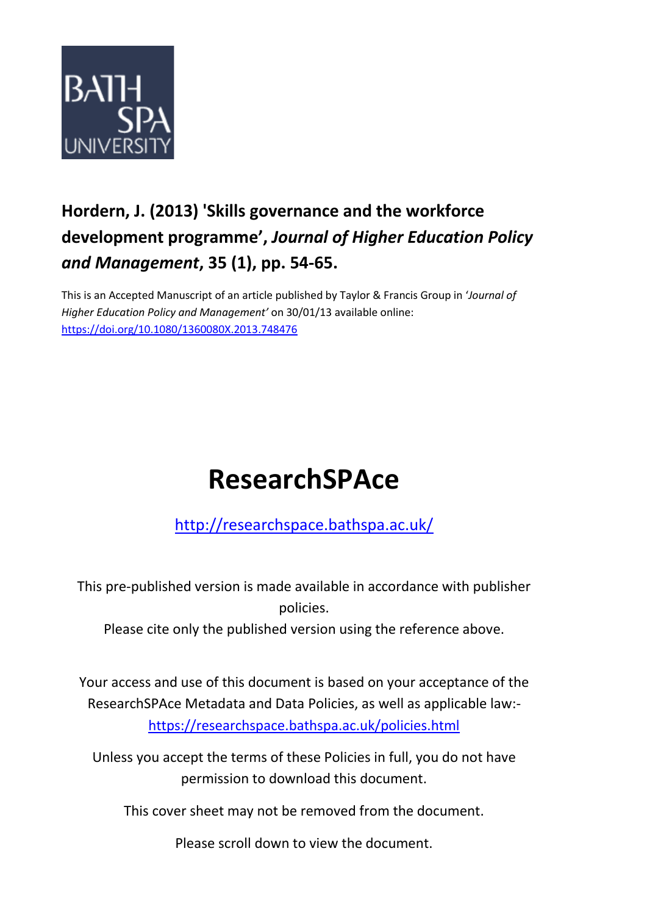**Hordern, J. (2013) 'Skills governance and the workforce development programme', *Journal of Higher Education Policy and Management*, 35 (1), pp. 54-65.**

This is an Accepted Manuscript of an article published by Taylor & Francis Group in '*Journal of Higher Education Policy and Management'* on 30/01/13 available online: https://doi.org/10.1080/1360080X.2013.748476

# ResearchSPAce

http://researchspace.bathspa.ac.uk/

This pre-published version is made available in accordance with publisher policies.

Please cite only the published version using the reference above.

Your access and use of this document is based on your acceptance of the ResearchSPAce Metadata and Data Policies, as well as applicable law:- https://researchspace.bathspa.ac.uk/policies.html

Unless you accept the terms of these Policies in full, you do not have permission to download this document.

This cover sheet may not be removed from the document.

Please scroll down to view the document.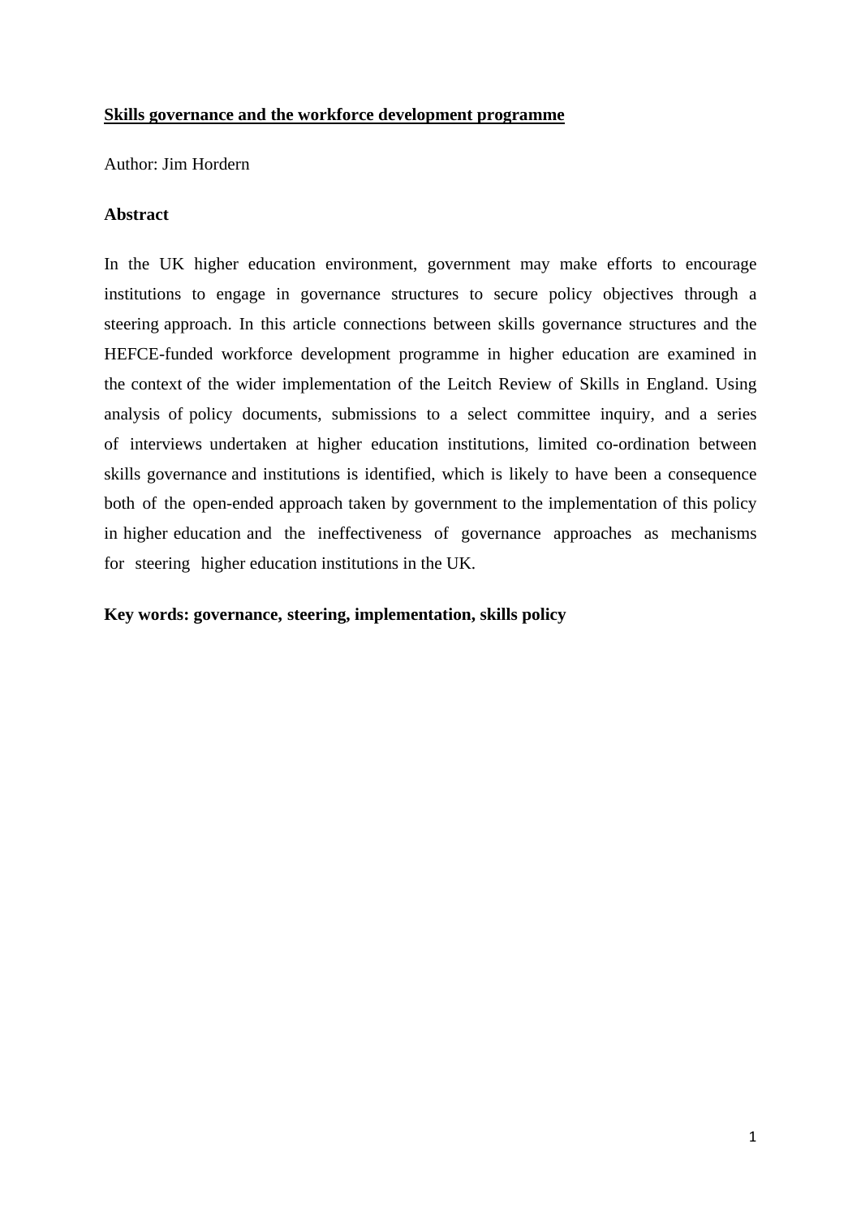**Skills governance and the workforce development programme**

Author: Jim Hordern

### Abstract

In the UK higher education environment, government may make efforts to encourage institutions to engage in governance structures to secure policy objectives through a steering approach. In this article connections between skills governance structures and the HEFCE-funded workforce development programme in higher education are examined in the context of the wider implementation of the Leitch Review of Skills in England. Using analysis of policy documents, submissions to a select committee inquiry, and a series of interviews undertaken at higher education institutions, limited co-ordination between skills governance and institutions is identified, which is likely to have been a consequence both of the open-ended approach taken by government to the implementation of this policy in higher education and the ineffectiveness of governance approaches as mechanisms for steering higher education institutions in the UK.

**Key words: governance, steering, implementation, skills policy**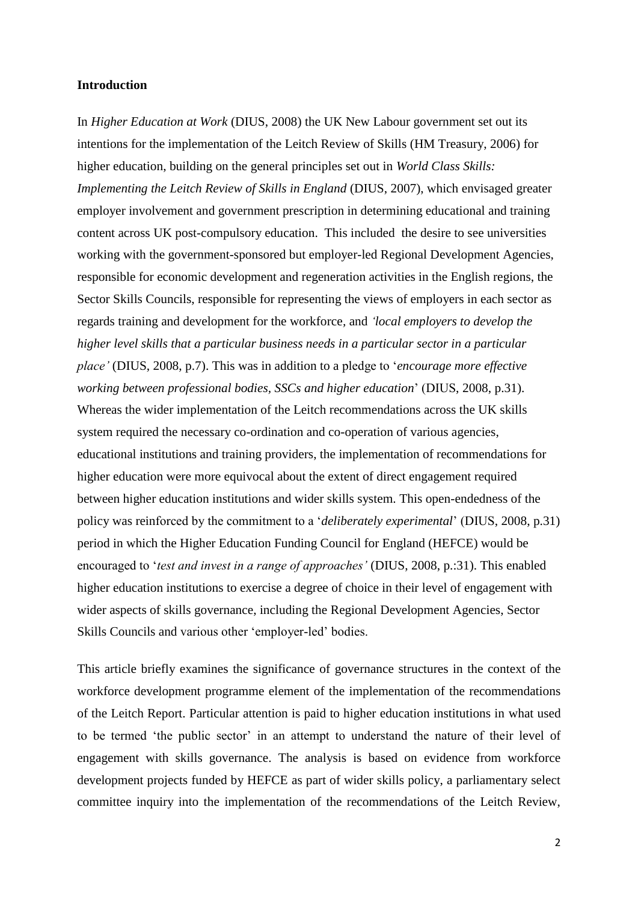**Introduction**

In *Higher Education at Work* (DIUS, 2008) the UK New Labour government set out its intentions for the implementation of the Leitch Review of Skills (HM Treasury, 2006) for higher education, building on the general principles set out in *World Class Skills: Implementing the Leitch Review of Skills in England* (DIUS, 2007), which envisaged greater employer involvement and government prescription in determining educational and training content across UK post-compulsory education. This included the desire to see universities working with the government-sponsored but employer-led Regional Development Agencies, responsible for economic development and regeneration activities in the English regions, the Sector Skills Councils, responsible for representing the views of employers in each sector as regards training and development for the workforce, and *'local employers to develop the higher level skills that a particular business needs in a particular sector in a particular place'* (DIUS, 2008, p.7). This was in addition to a pledge to '*encourage more effective working between professional bodies, SSCs and higher education*' (DIUS, 2008, p.31). Whereas the wider implementation of the Leitch recommendations across the UK skills system required the necessary co-ordination and co-operation of various agencies, educational institutions and training providers, the implementation of recommendations for higher education were more equivocal about the extent of direct engagement required between higher education institutions and wider skills system. This open-endedness of the policy was reinforced by the commitment to a '*deliberately experimental*' (DIUS, 2008, p.31) period in which the Higher Education Funding Council for England (HEFCE) would be encouraged to '*test and invest in a range of approaches'* (DIUS, 2008, p.:31). This enabled higher education institutions to exercise a degree of choice in their level of engagement with wider aspects of skills governance, including the Regional Development Agencies, Sector Skills Councils and various other 'employer-led' bodies.

This article briefly examines the significance of governance structures in the context of the workforce development programme element of the implementation of the recommendations of the Leitch Report. Particular attention is paid to higher education institutions in what used to be termed 'the public sector' in an attempt to understand the nature of their level of engagement with skills governance. The analysis is based on evidence from workforce development projects funded by HEFCE as part of wider skills policy, a parliamentary select committee inquiry into the implementation of the recommendations of the Leitch Review,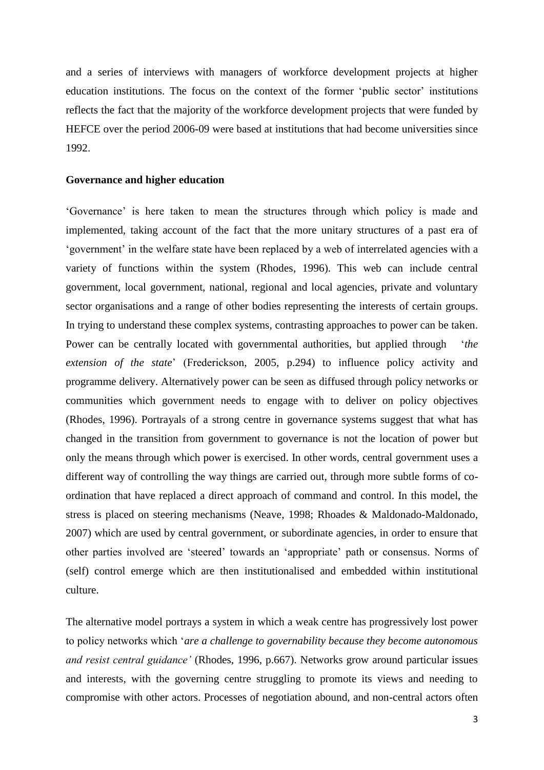and a series of interviews with managers of workforce development projects at higher education institutions. The focus on the context of the former 'public sector' institutions reflects the fact that the majority of the workforce development projects that were funded by HEFCE over the period 2006-09 were based at institutions that had become universities since 1992.

## Governance and higher education

'Governance' is here taken to mean the structures through which policy is made and implemented, taking account of the fact that the more unitary structures of a past era of 'government' in the welfare state have been replaced by a web of interrelated agencies with a variety of functions within the system (Rhodes, 1996). This web can include central government, local government, national, regional and local agencies, private and voluntary sector organisations and a range of other bodies representing the interests of certain groups. In trying to understand these complex systems, contrasting approaches to power can be taken. Power can be centrally located with governmental authorities, but applied through '*the extension of the state*' (Frederickson, 2005, p.294) to influence policy activity and programme delivery. Alternatively power can be seen as diffused through policy networks or communities which government needs to engage with to deliver on policy objectives (Rhodes, 1996). Portrayals of a strong centre in governance systems suggest that what has changed in the transition from government to governance is not the location of power but only the means through which power is exercised. In other words, central government uses a different way of controlling the way things are carried out, through more subtle forms of co-ordination that have replaced a direct approach of command and control. In this model, the stress is placed on steering mechanisms (Neave, 1998; Rhoades & Maldonado-Maldonado, 2007) which are used by central government, or subordinate agencies, in order to ensure that other parties involved are 'steered' towards an 'appropriate' path or consensus. Norms of (self) control emerge which are then institutionalised and embedded within institutional culture.

The alternative model portrays a system in which a weak centre has progressively lost power to policy networks which '*are a challenge to governability because they become autonomous and resist central guidance'* (Rhodes, 1996, p.667). Networks grow around particular issues and interests, with the governing centre struggling to promote its views and needing to compromise with other actors. Processes of negotiation abound, and non-central actors often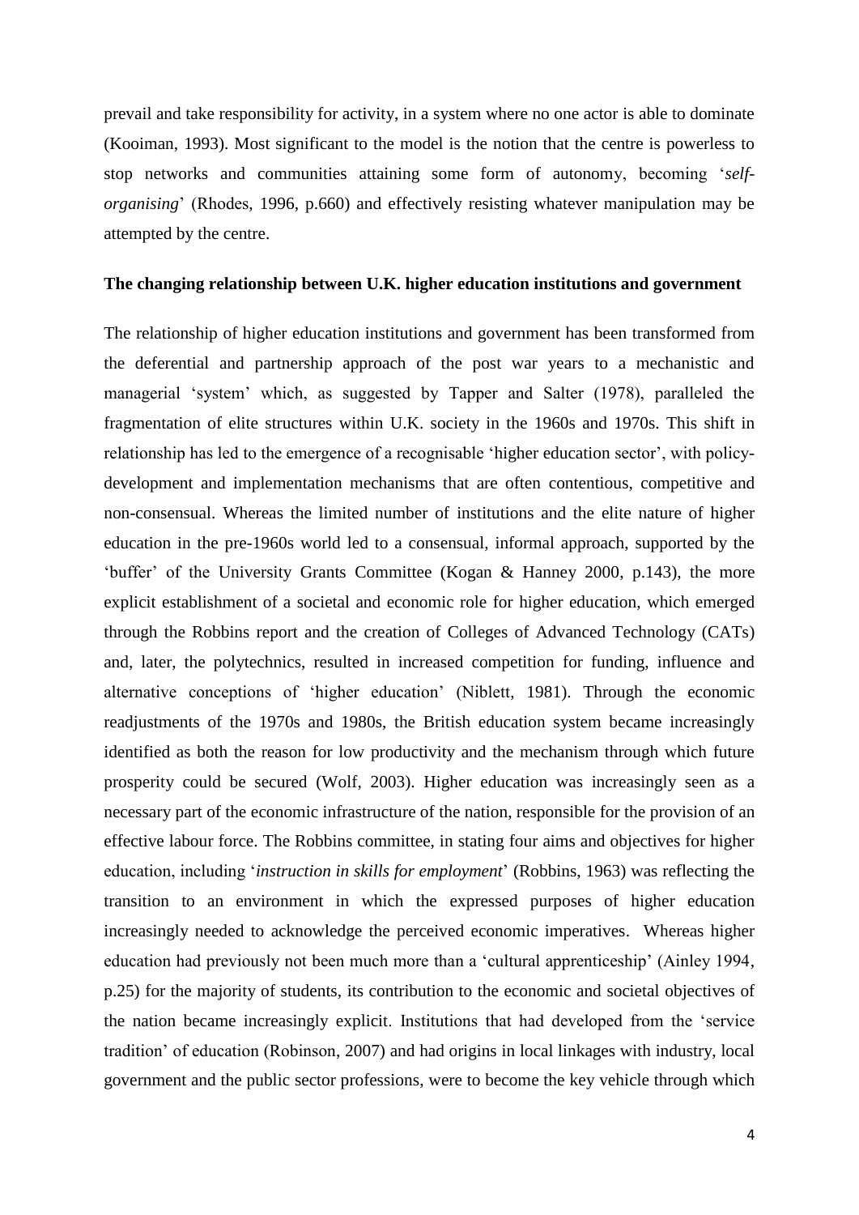prevail and take responsibility for activity, in a system where no one actor is able to dominate (Kooiman, 1993). Most significant to the model is the notion that the centre is powerless to stop networks and communities attaining some form of autonomy, becoming '*self-organising*' (Rhodes, 1996, p.660) and effectively resisting whatever manipulation may be attempted by the centre.

**The changing relationship between U.K. higher education institutions and government**

The relationship of higher education institutions and government has been transformed from the deferential and partnership approach of the post war years to a mechanistic and managerial 'system' which, as suggested by Tapper and Salter (1978), paralleled the fragmentation of elite structures within U.K. society in the 1960s and 1970s. This shift in relationship has led to the emergence of a recognisable 'higher education sector', with policy-development and implementation mechanisms that are often contentious, competitive and non-consensual. Whereas the limited number of institutions and the elite nature of higher education in the pre-1960s world led to a consensual, informal approach, supported by the 'buffer' of the University Grants Committee (Kogan & Hanney 2000, p.143), the more explicit establishment of a societal and economic role for higher education, which emerged through the Robbins report and the creation of Colleges of Advanced Technology (CATs) and, later, the polytechnics, resulted in increased competition for funding, influence and alternative conceptions of 'higher education' (Niblett, 1981). Through the economic readjustments of the 1970s and 1980s, the British education system became increasingly identified as both the reason for low productivity and the mechanism through which future prosperity could be secured (Wolf, 2003). Higher education was increasingly seen as a necessary part of the economic infrastructure of the nation, responsible for the provision of an effective labour force. The Robbins committee, in stating four aims and objectives for higher education, including '*instruction in skills for employment*' (Robbins, 1963) was reflecting the transition to an environment in which the expressed purposes of higher education increasingly needed to acknowledge the perceived economic imperatives. Whereas higher education had previously not been much more than a 'cultural apprenticeship' (Ainley 1994, p.25) for the majority of students, its contribution to the economic and societal objectives of the nation became increasingly explicit. Institutions that had developed from the 'service tradition' of education (Robinson, 2007) and had origins in local linkages with industry, local government and the public sector professions, were to become the key vehicle through which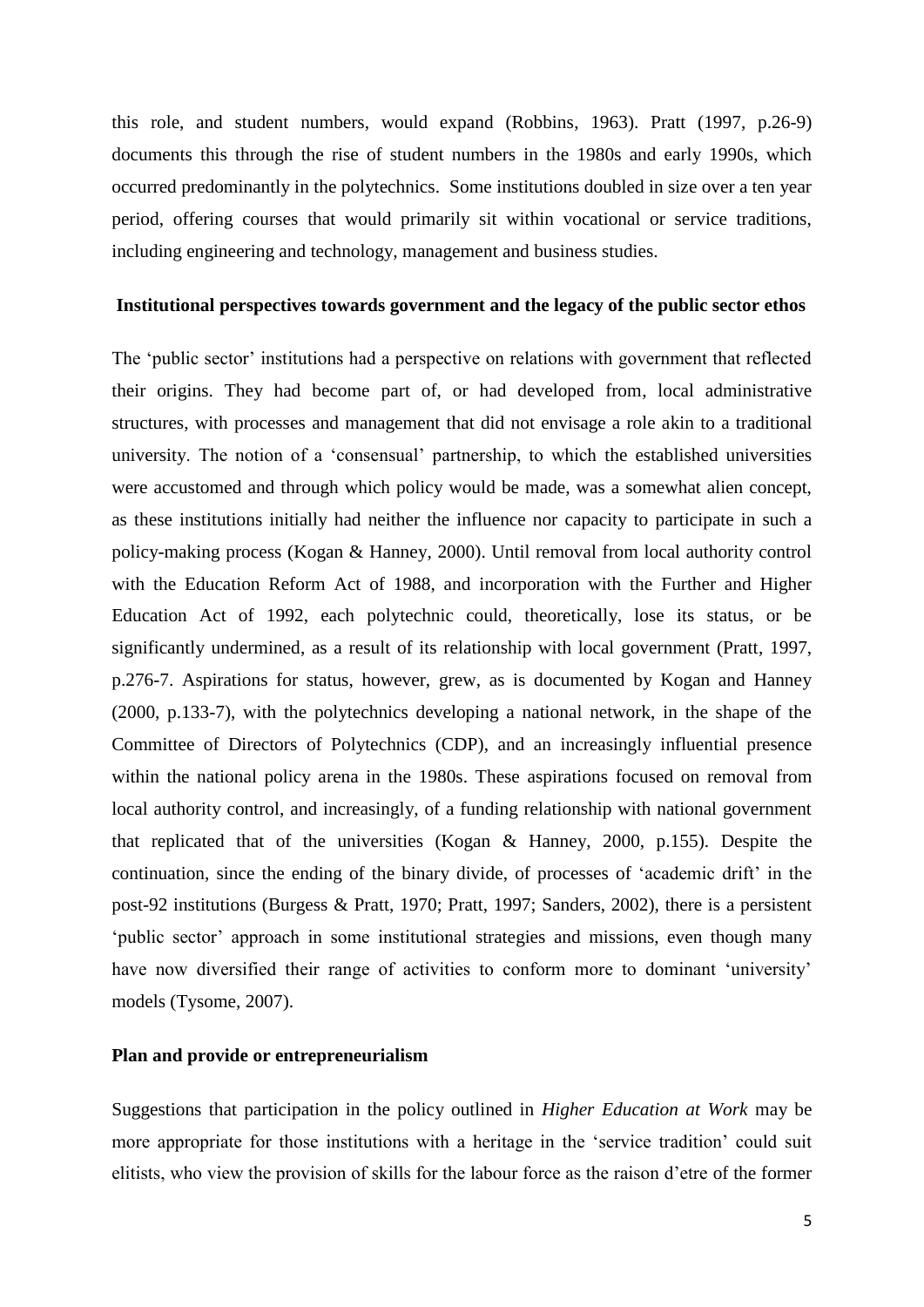this role, and student numbers, would expand (Robbins, 1963). Pratt (1997, p.26-9) documents this through the rise of student numbers in the 1980s and early 1990s, which occurred predominantly in the polytechnics. Some institutions doubled in size over a ten year period, offering courses that would primarily sit within vocational or service traditions, including engineering and technology, management and business studies.

## Institutional perspectives towards government and the legacy of the public sector ethos

The 'public sector' institutions had a perspective on relations with government that reflected their origins. They had become part of, or had developed from, local administrative structures, with processes and management that did not envisage a role akin to a traditional university. The notion of a 'consensual' partnership, to which the established universities were accustomed and through which policy would be made, was a somewhat alien concept, as these institutions initially had neither the influence nor capacity to participate in such a policy-making process (Kogan & Hanney, 2000). Until removal from local authority control with the Education Reform Act of 1988, and incorporation with the Further and Higher Education Act of 1992, each polytechnic could, theoretically, lose its status, or be significantly undermined, as a result of its relationship with local government (Pratt, 1997, p.276-7. Aspirations for status, however, grew, as is documented by Kogan and Hanney (2000, p.133-7), with the polytechnics developing a national network, in the shape of the Committee of Directors of Polytechnics (CDP), and an increasingly influential presence within the national policy arena in the 1980s. These aspirations focused on removal from local authority control, and increasingly, of a funding relationship with national government that replicated that of the universities (Kogan & Hanney, 2000, p.155). Despite the continuation, since the ending of the binary divide, of processes of 'academic drift' in the post-92 institutions (Burgess & Pratt, 1970; Pratt, 1997; Sanders, 2002), there is a persistent 'public sector' approach in some institutional strategies and missions, even though many have now diversified their range of activities to conform more to dominant 'university' models (Tysome, 2007).

## Plan and provide or entrepreneurialism

Suggestions that participation in the policy outlined in *Higher Education at Work* may be more appropriate for those institutions with a heritage in the 'service tradition' could suit elitists, who view the provision of skills for the labour force as the raison d'etre of the former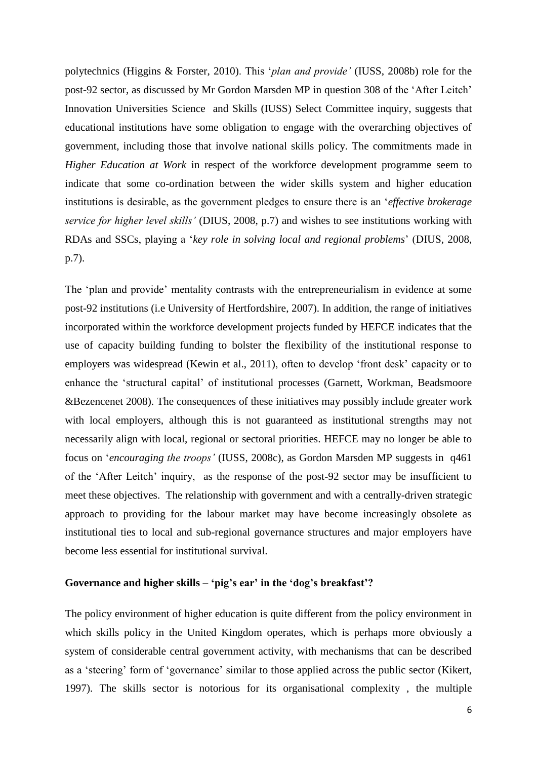polytechnics (Higgins & Forster, 2010). This '*plan and provide'* (IUSS, 2008b) role for the post-92 sector, as discussed by Mr Gordon Marsden MP in question 308 of the 'After Leitch' Innovation Universities Science and Skills (IUSS) Select Committee inquiry, suggests that educational institutions have some obligation to engage with the overarching objectives of government, including those that involve national skills policy. The commitments made in *Higher Education at Work* in respect of the workforce development programme seem to indicate that some co-ordination between the wider skills system and higher education institutions is desirable, as the government pledges to ensure there is an '*effective brokerage service for higher level skills'* (DIUS, 2008, p.7) and wishes to see institutions working with RDAs and SSCs, playing a '*key role in solving local and regional problems*' (DIUS, 2008, p.7).

The 'plan and provide' mentality contrasts with the entrepreneurialism in evidence at some post-92 institutions (i.e University of Hertfordshire, 2007). In addition, the range of initiatives incorporated within the workforce development projects funded by HEFCE indicates that the use of capacity building funding to bolster the flexibility of the institutional response to employers was widespread (Kewin et al., 2011), often to develop 'front desk' capacity or to enhance the 'structural capital' of institutional processes (Garnett, Workman, Beadsmoore &Bezencenet 2008). The consequences of these initiatives may possibly include greater work with local employers, although this is not guaranteed as institutional strengths may not necessarily align with local, regional or sectoral priorities. HEFCE may no longer be able to focus on '*encouraging the troops'* (IUSS, 2008c), as Gordon Marsden MP suggests in q461 of the 'After Leitch' inquiry, as the response of the post-92 sector may be insufficient to meet these objectives. The relationship with government and with a centrally-driven strategic approach to providing for the labour market may have become increasingly obsolete as institutional ties to local and sub-regional governance structures and major employers have become less essential for institutional survival.

**Governance and higher skills – 'pig's ear' in the 'dog's breakfast'?**

The policy environment of higher education is quite different from the policy environment in which skills policy in the United Kingdom operates, which is perhaps more obviously a system of considerable central government activity, with mechanisms that can be described as a 'steering' form of 'governance' similar to those applied across the public sector (Kikert, 1997). The skills sector is notorious for its organisational complexity , the multiple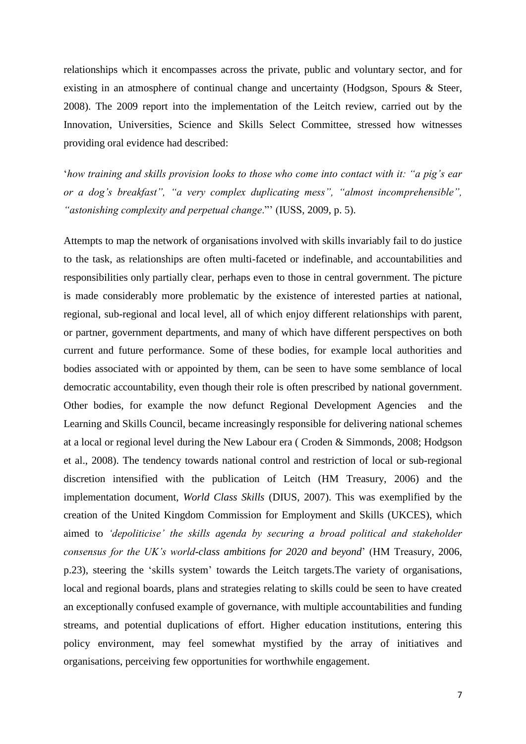relationships which it encompasses across the private, public and voluntary sector, and for existing in an atmosphere of continual change and uncertainty (Hodgson, Spours & Steer, 2008). The 2009 report into the implementation of the Leitch review, carried out by the Innovation, Universities, Science and Skills Select Committee, stressed how witnesses providing oral evidence had described:

'*how training and skills provision looks to those who come into contact with it: "a pig's ear or a dog's breakfast", "a very complex duplicating mess", "almost incomprehensible", "astonishing complexity and perpetual change*."' (IUSS, 2009, p. 5).

Attempts to map the network of organisations involved with skills invariably fail to do justice to the task, as relationships are often multi-faceted or indefinable, and accountabilities and responsibilities only partially clear, perhaps even to those in central government. The picture is made considerably more problematic by the existence of interested parties at national, regional, sub-regional and local level, all of which enjoy different relationships with parent, or partner, government departments, and many of which have different perspectives on both current and future performance. Some of these bodies, for example local authorities and bodies associated with or appointed by them, can be seen to have some semblance of local democratic accountability, even though their role is often prescribed by national government. Other bodies, for example the now defunct Regional Development Agencies and the Learning and Skills Council, became increasingly responsible for delivering national schemes at a local or regional level during the New Labour era ( Croden & Simmonds, 2008; Hodgson et al., 2008). The tendency towards national control and restriction of local or sub-regional discretion intensified with the publication of Leitch (HM Treasury, 2006) and the implementation document, *World Class Skills* (DIUS, 2007). This was exemplified by the creation of the United Kingdom Commission for Employment and Skills (UKCES), which aimed to *'depoliticise' the skills agenda by securing a broad political and stakeholder consensus for the UK's world-class ambitions for 2020 and beyond*' (HM Treasury, 2006, p.23), steering the 'skills system' towards the Leitch targets.The variety of organisations, local and regional boards, plans and strategies relating to skills could be seen to have created an exceptionally confused example of governance, with multiple accountabilities and funding streams, and potential duplications of effort. Higher education institutions, entering this policy environment, may feel somewhat mystified by the array of initiatives and organisations, perceiving few opportunities for worthwhile engagement.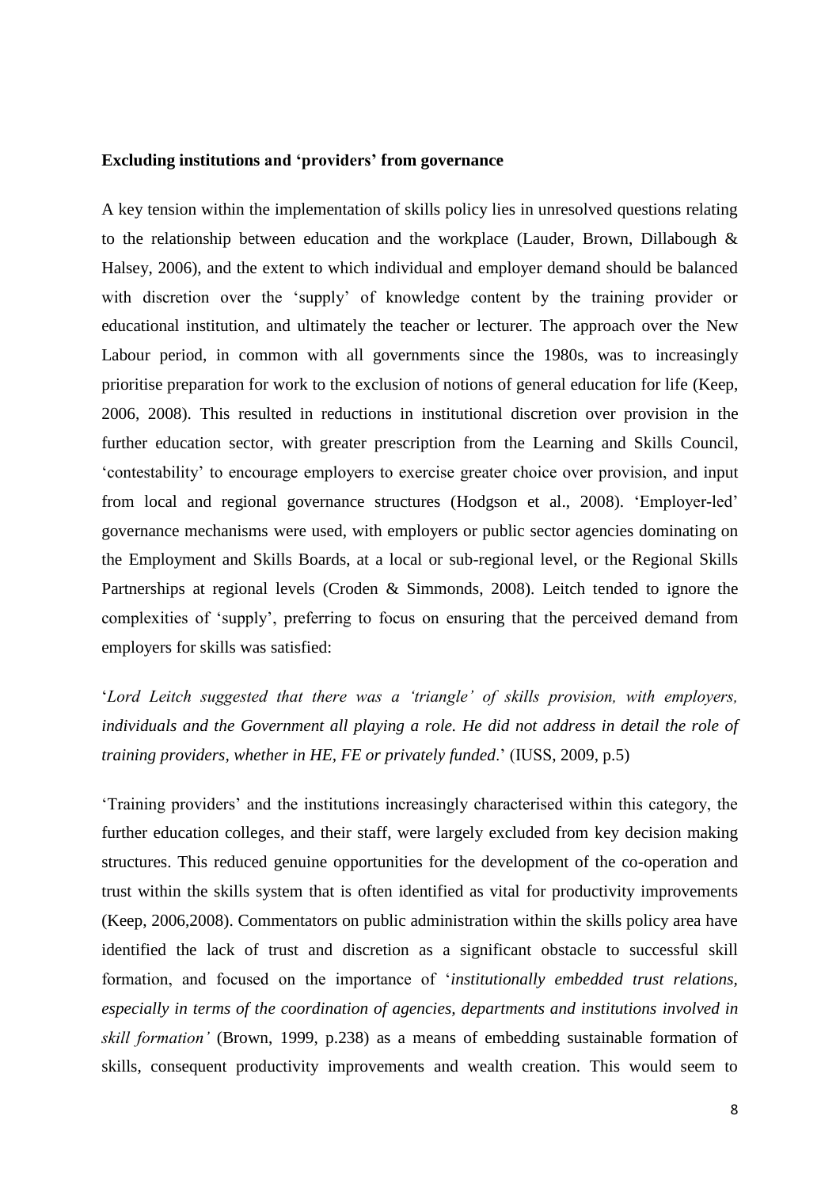**Excluding institutions and 'providers' from governance**

A key tension within the implementation of skills policy lies in unresolved questions relating to the relationship between education and the workplace (Lauder, Brown, Dillabough & Halsey, 2006), and the extent to which individual and employer demand should be balanced with discretion over the 'supply' of knowledge content by the training provider or educational institution, and ultimately the teacher or lecturer. The approach over the New Labour period, in common with all governments since the 1980s, was to increasingly prioritise preparation for work to the exclusion of notions of general education for life (Keep, 2006, 2008). This resulted in reductions in institutional discretion over provision in the further education sector, with greater prescription from the Learning and Skills Council, 'contestability' to encourage employers to exercise greater choice over provision, and input from local and regional governance structures (Hodgson et al., 2008). 'Employer-led' governance mechanisms were used, with employers or public sector agencies dominating on the Employment and Skills Boards, at a local or sub-regional level, or the Regional Skills Partnerships at regional levels (Croden & Simmonds, 2008). Leitch tended to ignore the complexities of 'supply', preferring to focus on ensuring that the perceived demand from employers for skills was satisfied:

'*Lord Leitch suggested that there was a 'triangle' of skills provision, with employers, individuals and the Government all playing a role. He did not address in detail the role of training providers, whether in HE, FE or privately funded*.' (IUSS, 2009, p.5)

'Training providers' and the institutions increasingly characterised within this category, the further education colleges, and their staff, were largely excluded from key decision making structures. This reduced genuine opportunities for the development of the co-operation and trust within the skills system that is often identified as vital for productivity improvements (Keep, 2006,2008). Commentators on public administration within the skills policy area have identified the lack of trust and discretion as a significant obstacle to successful skill formation, and focused on the importance of '*institutionally embedded trust relations, especially in terms of the coordination of agencies, departments and institutions involved in skill formation'* (Brown, 1999, p.238) as a means of embedding sustainable formation of skills, consequent productivity improvements and wealth creation. This would seem to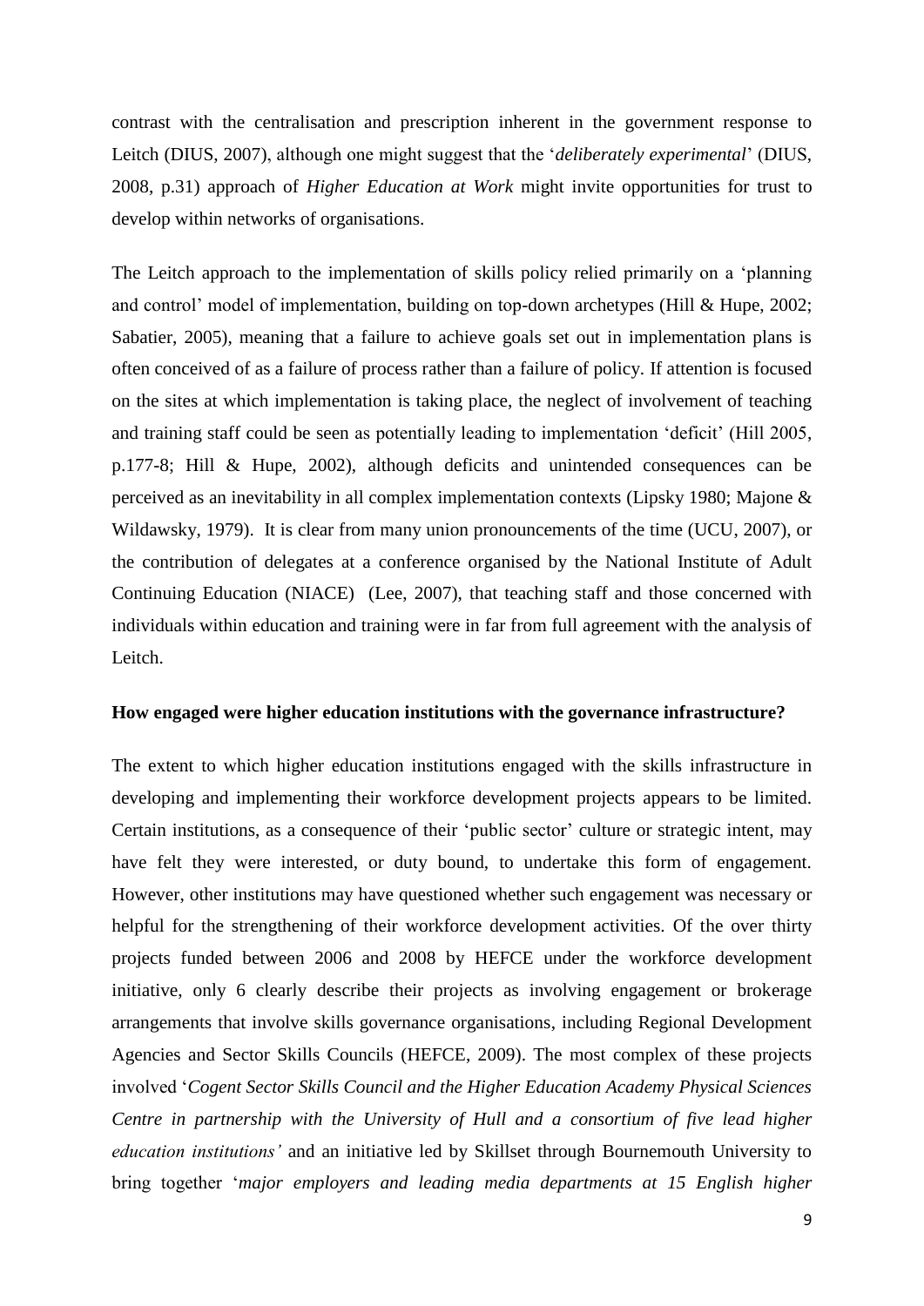contrast with the centralisation and prescription inherent in the government response to Leitch (DIUS, 2007), although one might suggest that the '*deliberately experimental*' (DIUS, 2008, p.31) approach of *Higher Education at Work* might invite opportunities for trust to develop within networks of organisations.

The Leitch approach to the implementation of skills policy relied primarily on a 'planning and control' model of implementation, building on top-down archetypes (Hill & Hupe, 2002; Sabatier, 2005), meaning that a failure to achieve goals set out in implementation plans is often conceived of as a failure of process rather than a failure of policy. If attention is focused on the sites at which implementation is taking place, the neglect of involvement of teaching and training staff could be seen as potentially leading to implementation 'deficit' (Hill 2005, p.177-8; Hill & Hupe, 2002), although deficits and unintended consequences can be perceived as an inevitability in all complex implementation contexts (Lipsky 1980; Majone & Wildawsky, 1979). It is clear from many union pronouncements of the time (UCU, 2007), or the contribution of delegates at a conference organised by the National Institute of Adult Continuing Education (NIACE) (Lee, 2007), that teaching staff and those concerned with individuals within education and training were in far from full agreement with the analysis of Leitch.

**How engaged were higher education institutions with the governance infrastructure?**

The extent to which higher education institutions engaged with the skills infrastructure in developing and implementing their workforce development projects appears to be limited. Certain institutions, as a consequence of their 'public sector' culture or strategic intent, may have felt they were interested, or duty bound, to undertake this form of engagement. However, other institutions may have questioned whether such engagement was necessary or helpful for the strengthening of their workforce development activities. Of the over thirty projects funded between 2006 and 2008 by HEFCE under the workforce development initiative, only 6 clearly describe their projects as involving engagement or brokerage arrangements that involve skills governance organisations, including Regional Development Agencies and Sector Skills Councils (HEFCE, 2009). The most complex of these projects involved '*Cogent Sector Skills Council and the Higher Education Academy Physical Sciences Centre in partnership with the University of Hull and a consortium of five lead higher education institutions'* and an initiative led by Skillset through Bournemouth University to bring together '*major employers and leading media departments at 15 English higher*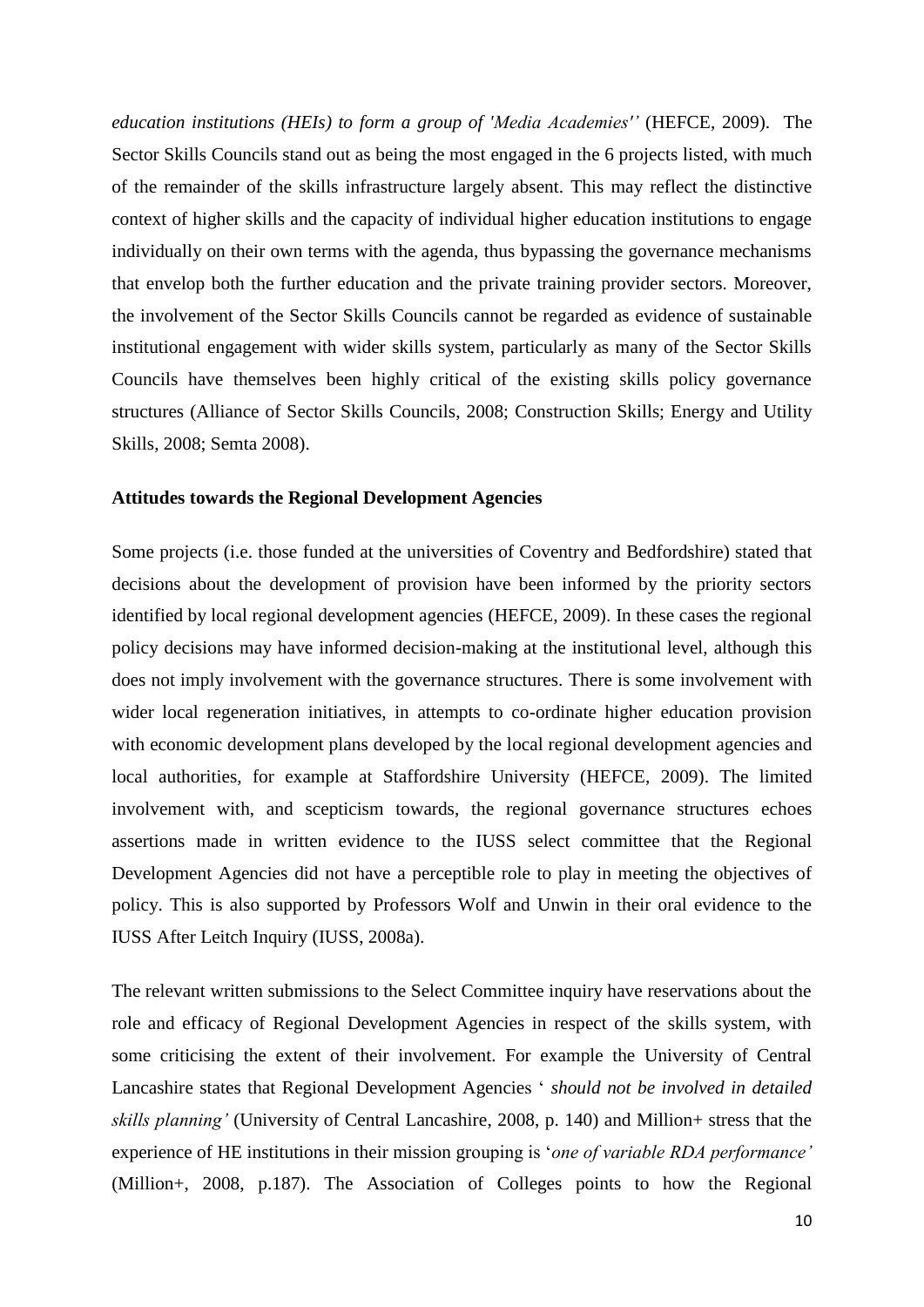*education institutions (HEIs) to form a group of 'Media Academies''* (HEFCE, 2009). The Sector Skills Councils stand out as being the most engaged in the 6 projects listed, with much of the remainder of the skills infrastructure largely absent. This may reflect the distinctive context of higher skills and the capacity of individual higher education institutions to engage individually on their own terms with the agenda, thus bypassing the governance mechanisms that envelop both the further education and the private training provider sectors. Moreover, the involvement of the Sector Skills Councils cannot be regarded as evidence of sustainable institutional engagement with wider skills system, particularly as many of the Sector Skills Councils have themselves been highly critical of the existing skills policy governance structures (Alliance of Sector Skills Councils, 2008; Construction Skills; Energy and Utility Skills, 2008; Semta 2008).

**Attitudes towards the Regional Development Agencies**

Some projects (i.e. those funded at the universities of Coventry and Bedfordshire) stated that decisions about the development of provision have been informed by the priority sectors identified by local regional development agencies (HEFCE, 2009). In these cases the regional policy decisions may have informed decision-making at the institutional level, although this does not imply involvement with the governance structures. There is some involvement with wider local regeneration initiatives, in attempts to co-ordinate higher education provision with economic development plans developed by the local regional development agencies and local authorities, for example at Staffordshire University (HEFCE, 2009). The limited involvement with, and scepticism towards, the regional governance structures echoes assertions made in written evidence to the IUSS select committee that the Regional Development Agencies did not have a perceptible role to play in meeting the objectives of policy. This is also supported by Professors Wolf and Unwin in their oral evidence to the IUSS After Leitch Inquiry (IUSS, 2008a).

The relevant written submissions to the Select Committee inquiry have reservations about the role and efficacy of Regional Development Agencies in respect of the skills system, with some criticising the extent of their involvement. For example the University of Central Lancashire states that Regional Development Agencies ' *should not be involved in detailed skills planning'* (University of Central Lancashire, 2008, p. 140) and Million+ stress that the experience of HE institutions in their mission grouping is '*one of variable RDA performance'* (Million+, 2008, p.187). The Association of Colleges points to how the Regional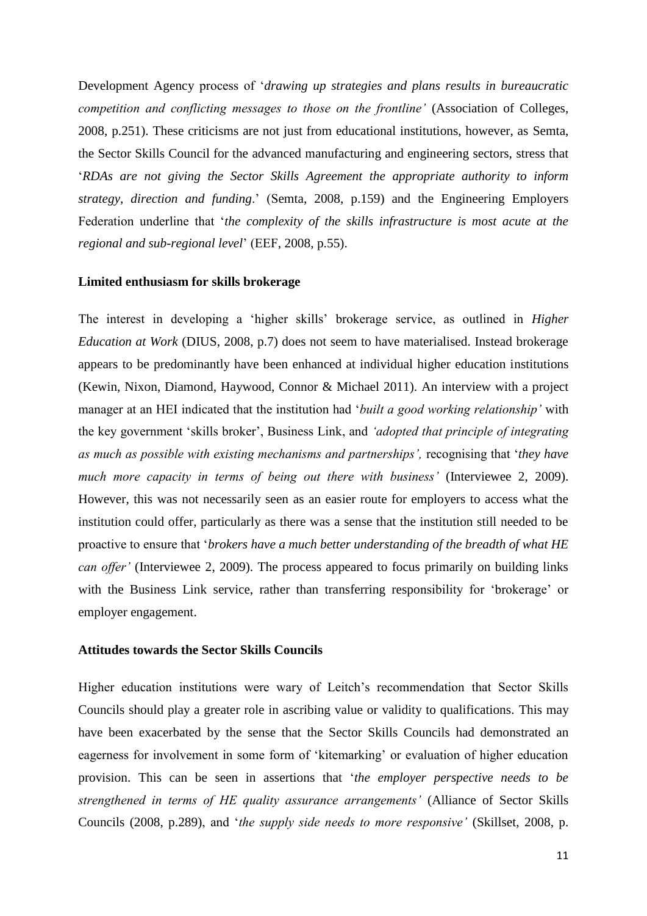Development Agency process of '*drawing up strategies and plans results in bureaucratic competition and conflicting messages to those on the frontline'* (Association of Colleges, 2008, p.251). These criticisms are not just from educational institutions, however, as Semta, the Sector Skills Council for the advanced manufacturing and engineering sectors, stress that '*RDAs are not giving the Sector Skills Agreement the appropriate authority to inform strategy, direction and funding*.' (Semta, 2008, p.159) and the Engineering Employers Federation underline that '*the complexity of the skills infrastructure is most acute at the regional and sub-regional level*' (EEF, 2008, p.55).

**Limited enthusiasm for skills brokerage**

The interest in developing a 'higher skills' brokerage service, as outlined in *Higher Education at Work* (DIUS, 2008, p.7) does not seem to have materialised. Instead brokerage appears to be predominantly have been enhanced at individual higher education institutions (Kewin, Nixon, Diamond, Haywood, Connor & Michael 2011). An interview with a project manager at an HEI indicated that the institution had '*built a good working relationship'* with the key government 'skills broker', Business Link, and *'adopted that principle of integrating as much as possible with existing mechanisms and partnerships',* recognising that '*they have much more capacity in terms of being out there with business'* (Interviewee 2, 2009). However, this was not necessarily seen as an easier route for employers to access what the institution could offer, particularly as there was a sense that the institution still needed to be proactive to ensure that '*brokers have a much better understanding of the breadth of what HE can offer'* (Interviewee 2, 2009). The process appeared to focus primarily on building links with the Business Link service, rather than transferring responsibility for 'brokerage' or employer engagement.

**Attitudes towards the Sector Skills Councils**

Higher education institutions were wary of Leitch's recommendation that Sector Skills Councils should play a greater role in ascribing value or validity to qualifications. This may have been exacerbated by the sense that the Sector Skills Councils had demonstrated an eagerness for involvement in some form of 'kitemarking' or evaluation of higher education provision. This can be seen in assertions that '*the employer perspective needs to be strengthened in terms of HE quality assurance arrangements'* (Alliance of Sector Skills Councils (2008, p.289), and '*the supply side needs to more responsive'* (Skillset, 2008, p.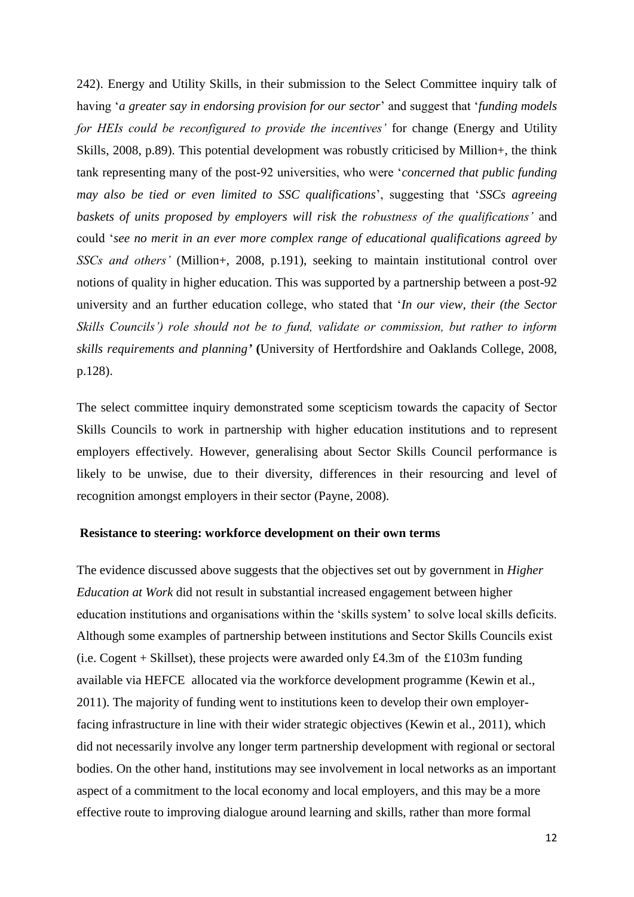242). Energy and Utility Skills, in their submission to the Select Committee inquiry talk of having '*a greater say in endorsing provision for our sector*' and suggest that '*funding models for HEIs could be reconfigured to provide the incentives'* for change (Energy and Utility Skills, 2008, p.89). This potential development was robustly criticised by Million+, the think tank representing many of the post-92 universities, who were '*concerned that public funding may also be tied or even limited to SSC qualifications*', suggesting that '*SSCs agreeing baskets of units proposed by employers will risk the robustness of the qualifications'* and could '*see no merit in an ever more complex range of educational qualifications agreed by SSCs and others'* (Million+, 2008, p.191), seeking to maintain institutional control over notions of quality in higher education. This was supported by a partnership between a post-92 university and an further education college, who stated that '*In our view, their (the Sector Skills Councils') role should not be to fund, validate or commission, but rather to inform skills requirements and planning'* **(**University of Hertfordshire and Oaklands College, 2008, p.128).

The select committee inquiry demonstrated some scepticism towards the capacity of Sector Skills Councils to work in partnership with higher education institutions and to represent employers effectively. However, generalising about Sector Skills Council performance is likely to be unwise, due to their diversity, differences in their resourcing and level of recognition amongst employers in their sector (Payne, 2008).

## Resistance to steering: workforce development on their own terms

The evidence discussed above suggests that the objectives set out by government in *Higher Education at Work* did not result in substantial increased engagement between higher education institutions and organisations within the 'skills system' to solve local skills deficits. Although some examples of partnership between institutions and Sector Skills Councils exist (i.e. Cogent + Skillset), these projects were awarded only £4.3m of the £103m funding available via HEFCE allocated via the workforce development programme (Kewin et al., 2011). The majority of funding went to institutions keen to develop their own employer-facing infrastructure in line with their wider strategic objectives (Kewin et al., 2011), which did not necessarily involve any longer term partnership development with regional or sectoral bodies. On the other hand, institutions may see involvement in local networks as an important aspect of a commitment to the local economy and local employers, and this may be a more effective route to improving dialogue around learning and skills, rather than more formal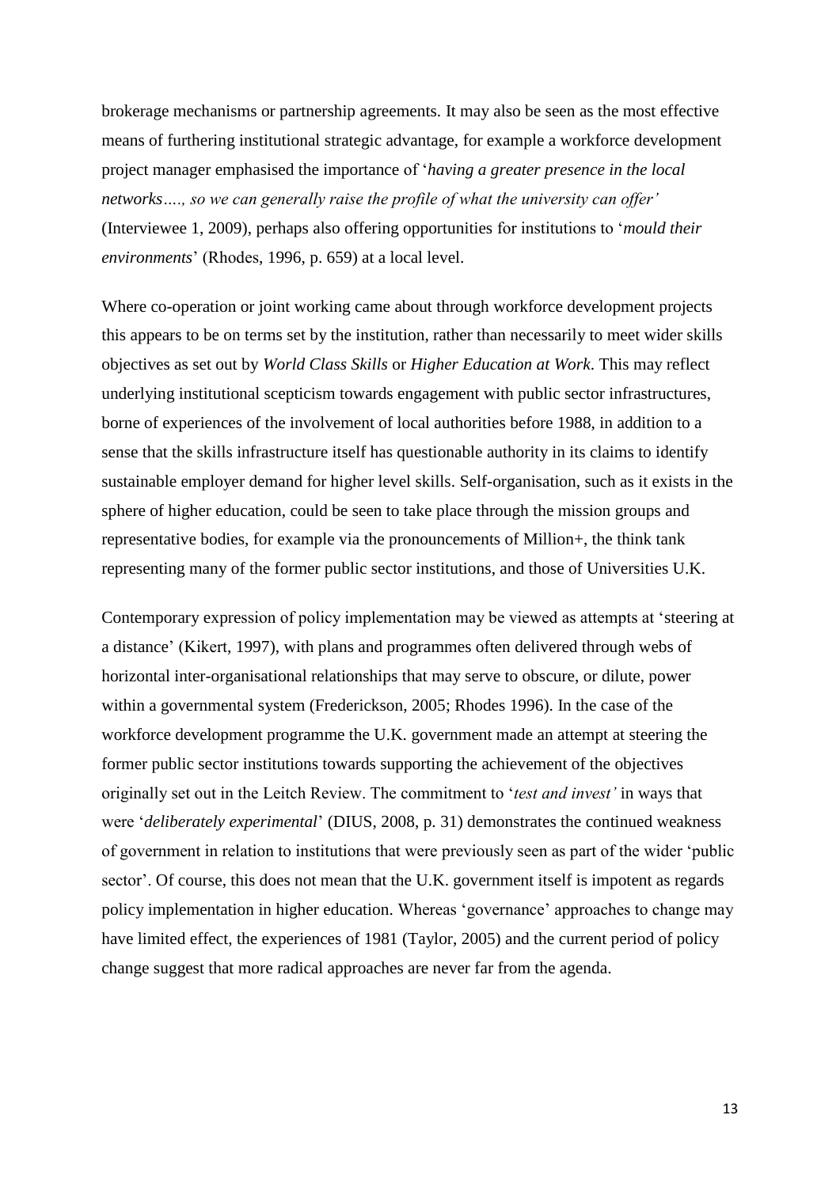brokerage mechanisms or partnership agreements. It may also be seen as the most effective means of furthering institutional strategic advantage, for example a workforce development project manager emphasised the importance of '*having a greater presence in the local networks…., so we can generally raise the profile of what the university can offer'* (Interviewee 1, 2009), perhaps also offering opportunities for institutions to '*mould their environments*' (Rhodes, 1996, p. 659) at a local level.

Where co-operation or joint working came about through workforce development projects this appears to be on terms set by the institution, rather than necessarily to meet wider skills objectives as set out by *World Class Skills* or *Higher Education at Work*. This may reflect underlying institutional scepticism towards engagement with public sector infrastructures, borne of experiences of the involvement of local authorities before 1988, in addition to a sense that the skills infrastructure itself has questionable authority in its claims to identify sustainable employer demand for higher level skills. Self-organisation, such as it exists in the sphere of higher education, could be seen to take place through the mission groups and representative bodies, for example via the pronouncements of Million+, the think tank representing many of the former public sector institutions, and those of Universities U.K.

Contemporary expression of policy implementation may be viewed as attempts at 'steering at a distance' (Kikert, 1997), with plans and programmes often delivered through webs of horizontal inter-organisational relationships that may serve to obscure, or dilute, power within a governmental system (Frederickson, 2005; Rhodes 1996). In the case of the workforce development programme the U.K. government made an attempt at steering the former public sector institutions towards supporting the achievement of the objectives originally set out in the Leitch Review. The commitment to '*test and invest'* in ways that were '*deliberately experimental*' (DIUS, 2008, p. 31) demonstrates the continued weakness of government in relation to institutions that were previously seen as part of the wider 'public sector'. Of course, this does not mean that the U.K. government itself is impotent as regards policy implementation in higher education. Whereas 'governance' approaches to change may have limited effect, the experiences of 1981 (Taylor, 2005) and the current period of policy change suggest that more radical approaches are never far from the agenda.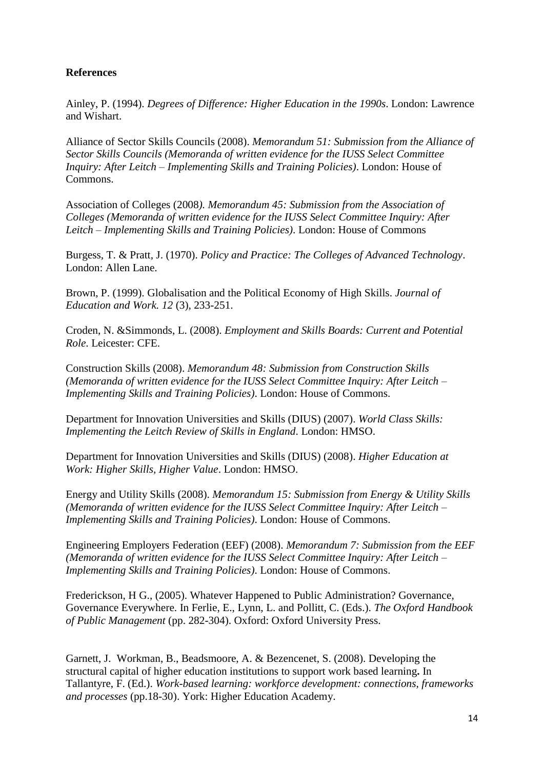**References**

Ainley, P. (1994). *Degrees of Difference: Higher Education in the 1990s*. London: Lawrence and Wishart.

Alliance of Sector Skills Councils (2008). *Memorandum 51: Submission from the Alliance of Sector Skills Councils (Memoranda of written evidence for the IUSS Select Committee Inquiry: After Leitch – Implementing Skills and Training Policies)*. London: House of Commons.

Association of Colleges (2008*). Memorandum 45: Submission from the Association of Colleges (Memoranda of written evidence for the IUSS Select Committee Inquiry: After Leitch – Implementing Skills and Training Policies)*. London: House of Commons

Burgess, T. & Pratt, J. (1970). *Policy and Practice: The Colleges of Advanced Technology*. London: Allen Lane.

Brown, P. (1999). Globalisation and the Political Economy of High Skills. *Journal of Education and Work. 12* (3), 233-251.

Croden, N. &Simmonds, L. (2008). *Employment and Skills Boards: Current and Potential Role*. Leicester: CFE.

Construction Skills (2008). *Memorandum 48: Submission from Construction Skills (Memoranda of written evidence for the IUSS Select Committee Inquiry: After Leitch – Implementing Skills and Training Policies)*. London: House of Commons.

Department for Innovation Universities and Skills (DIUS) (2007). *World Class Skills: Implementing the Leitch Review of Skills in England*. London: HMSO.

Department for Innovation Universities and Skills (DIUS) (2008). *Higher Education at Work: Higher Skills, Higher Value*. London: HMSO.

Energy and Utility Skills (2008). *Memorandum 15: Submission from Energy & Utility Skills (Memoranda of written evidence for the IUSS Select Committee Inquiry: After Leitch – Implementing Skills and Training Policies)*. London: House of Commons.

Engineering Employers Federation (EEF) (2008). *Memorandum 7: Submission from the EEF (Memoranda of written evidence for the IUSS Select Committee Inquiry: After Leitch – Implementing Skills and Training Policies)*. London: House of Commons.

Frederickson, H G., (2005). Whatever Happened to Public Administration? Governance, Governance Everywhere. In Ferlie, E., Lynn, L. and Pollitt, C. (Eds.). *The Oxford Handbook of Public Management* (pp. 282-304). Oxford: Oxford University Press.

Garnett, J. Workman, B., Beadsmoore, A. & Bezencenet, S. (2008). Developing the structural capital of higher education institutions to support work based learning**.** In Tallantyre, F. (Ed.). *Work-based learning: workforce development: connections, frameworks and processes* (pp.18-30). York: Higher Education Academy.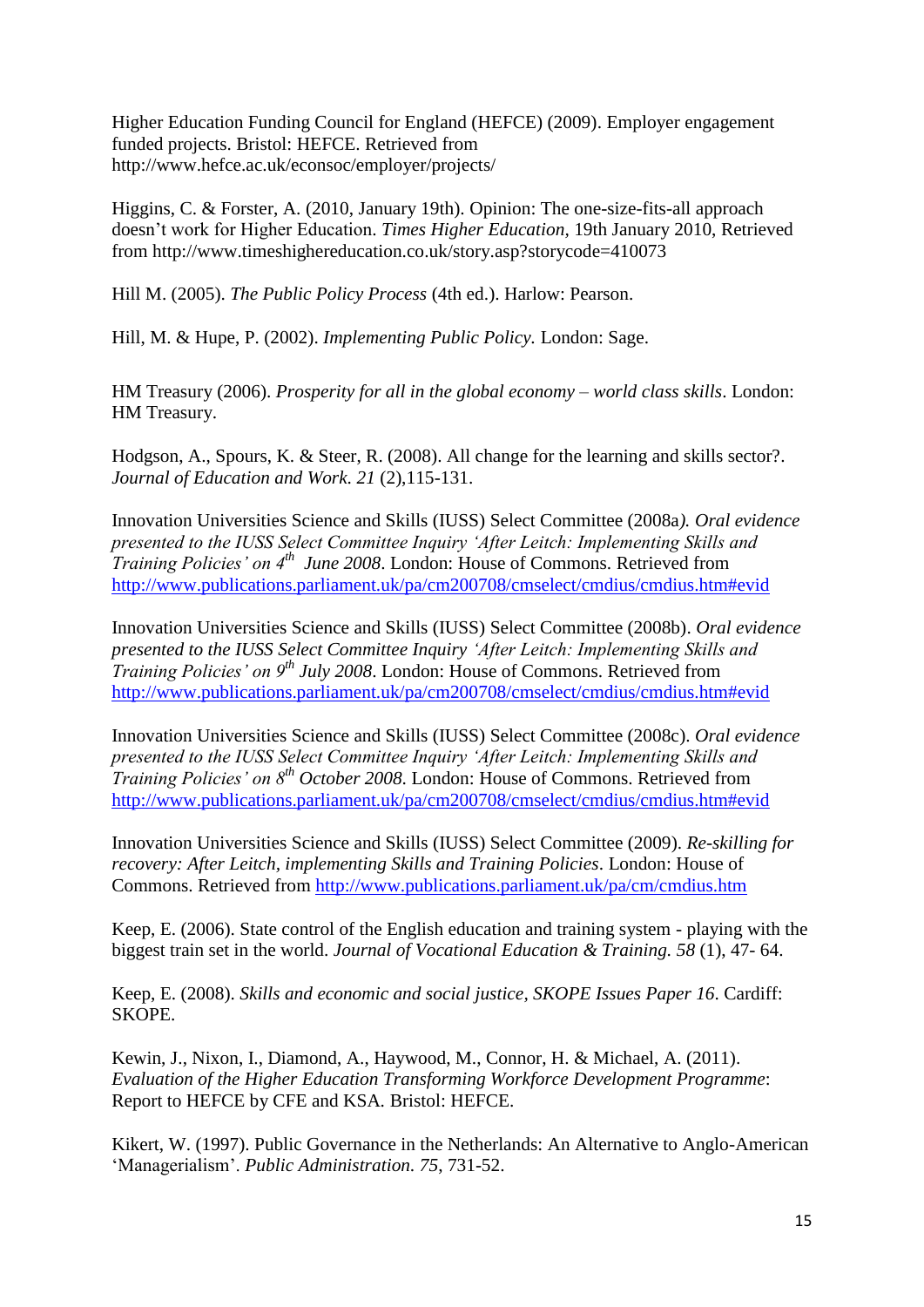Higher Education Funding Council for England (HEFCE) (2009). Employer engagement funded projects. Bristol: HEFCE. Retrieved from http://www.hefce.ac.uk/econsoc/employer/projects/

Higgins, C. & Forster, A. (2010, January 19th). Opinion: The one-size-fits-all approach doesn't work for Higher Education. *Times Higher Education,* 19th January 2010, Retrieved from http://www.timeshighereducation.co.uk/story.asp?storycode=410073

Hill M. (2005). *The Public Policy Process* (4th ed.). Harlow: Pearson.

Hill, M. & Hupe, P. (2002). *Implementing Public Policy.* London: Sage.

HM Treasury (2006). *Prosperity for all in the global economy – world class skills*. London: HM Treasury.

Hodgson, A., Spours, K. & Steer, R. (2008). All change for the learning and skills sector?. *Journal of Education and Work. 21* (2),115-131.

Innovation Universities Science and Skills (IUSS) Select Committee (2008a*). Oral evidence presented to the IUSS Select Committee Inquiry 'After Leitch: Implementing Skills and Training Policies' on 4th June 2008*. London: House of Commons. Retrieved from http://www.publications.parliament.uk/pa/cm200708/cmselect/cmdius/cmdius.htm#evid

Innovation Universities Science and Skills (IUSS) Select Committee (2008b). *Oral evidence presented to the IUSS Select Committee Inquiry 'After Leitch: Implementing Skills and Training Policies' on 9th July 2008*. London: House of Commons. Retrieved from http://www.publications.parliament.uk/pa/cm200708/cmselect/cmdius/cmdius.htm#evid

Innovation Universities Science and Skills (IUSS) Select Committee (2008c). *Oral evidence presented to the IUSS Select Committee Inquiry 'After Leitch: Implementing Skills and Training Policies' on 8th October 2008*. London: House of Commons. Retrieved from http://www.publications.parliament.uk/pa/cm200708/cmselect/cmdius/cmdius.htm#evid

Innovation Universities Science and Skills (IUSS) Select Committee (2009). *Re-skilling for recovery: After Leitch, implementing Skills and Training Policies*. London: House of Commons. Retrieved from http://www.publications.parliament.uk/pa/cm/cmdius.htm

Keep, E. (2006). State control of the English education and training system - playing with the biggest train set in the world. *Journal of Vocational Education & Training. 58* (1), 47- 64.

Keep, E. (2008). *Skills and economic and social justice, SKOPE Issues Paper 16*. Cardiff: SKOPE.

Kewin, J., Nixon, I., Diamond, A., Haywood, M., Connor, H. & Michael, A. (2011). *Evaluation of the Higher Education Transforming Workforce Development Programme*: Report to HEFCE by CFE and KSA. Bristol: HEFCE.

Kikert, W. (1997). Public Governance in the Netherlands: An Alternative to Anglo-American 'Managerialism'. *Public Administration. 75*, 731-52.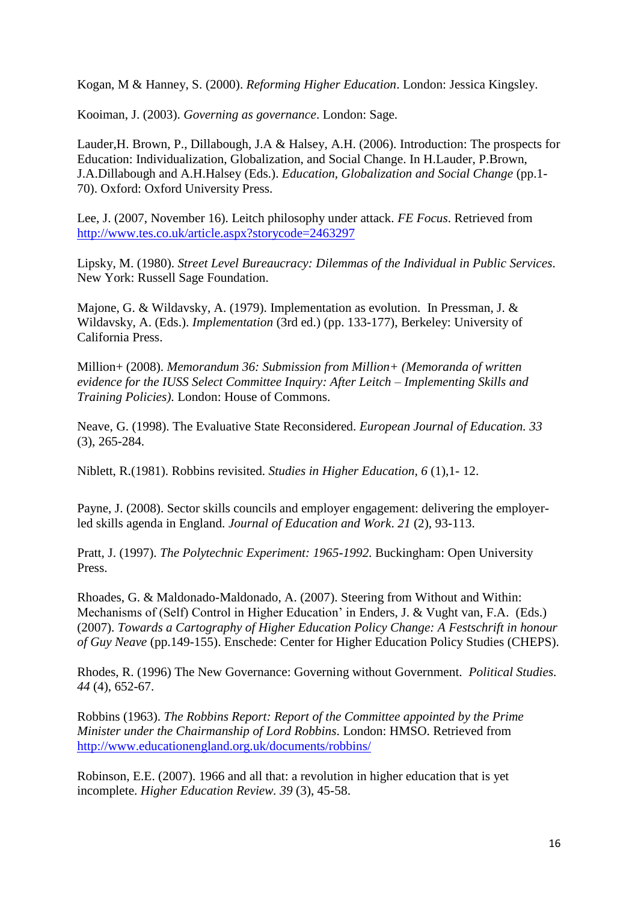Kogan, M & Hanney, S. (2000). *Reforming Higher Education*. London: Jessica Kingsley.

Kooiman, J. (2003). *Governing as governance*. London: Sage.

Lauder,H. Brown, P., Dillabough, J.A & Halsey, A.H. (2006). Introduction: The prospects for Education: Individualization, Globalization, and Social Change. In H.Lauder, P.Brown, J.A.Dillabough and A.H.Halsey (Eds.). *Education, Globalization and Social Change* (pp.1-70). Oxford: Oxford University Press.

Lee, J. (2007, November 16). Leitch philosophy under attack. *FE Focus*. Retrieved from http://www.tes.co.uk/article.aspx?storycode=2463297

Lipsky, M. (1980). *Street Level Bureaucracy: Dilemmas of the Individual in Public Services*. New York: Russell Sage Foundation.

Majone, G. & Wildavsky, A. (1979). Implementation as evolution. In Pressman, J. & Wildavsky, A. (Eds.). *Implementation* (3rd ed.) (pp. 133-177), Berkeley: University of California Press.

Million+ (2008). *Memorandum 36: Submission from Million+ (Memoranda of written evidence for the IUSS Select Committee Inquiry: After Leitch – Implementing Skills and Training Policies)*. London: House of Commons.

Neave, G. (1998). The Evaluative State Reconsidered. *European Journal of Education. 33* (3), 265-284.

Niblett, R.(1981). Robbins revisited. *Studies in Higher Education, 6* (1),1- 12.

Payne, J. (2008). Sector skills councils and employer engagement: delivering the employer-led skills agenda in England. *Journal of Education and Work. 21* (2), 93-113.

Pratt, J. (1997). *The Polytechnic Experiment: 1965-1992.* Buckingham: Open University Press.

Rhoades, G. & Maldonado-Maldonado, A. (2007). Steering from Without and Within: Mechanisms of (Self) Control in Higher Education' in Enders, J. & Vught van, F.A. (Eds.) (2007). *Towards a Cartography of Higher Education Policy Change: A Festschrift in honour of Guy Neave* (pp.149-155). Enschede: Center for Higher Education Policy Studies (CHEPS).

Rhodes, R. (1996) The New Governance: Governing without Government. *Political Studies. 44* (4), 652-67.

Robbins (1963). *The Robbins Report: Report of the Committee appointed by the Prime Minister under the Chairmanship of Lord Robbins*. London: HMSO. Retrieved from http://www.educationengland.org.uk/documents/robbins/

Robinson, E.E. (2007). 1966 and all that: a revolution in higher education that is yet incomplete. *Higher Education Review. 39* (3), 45-58.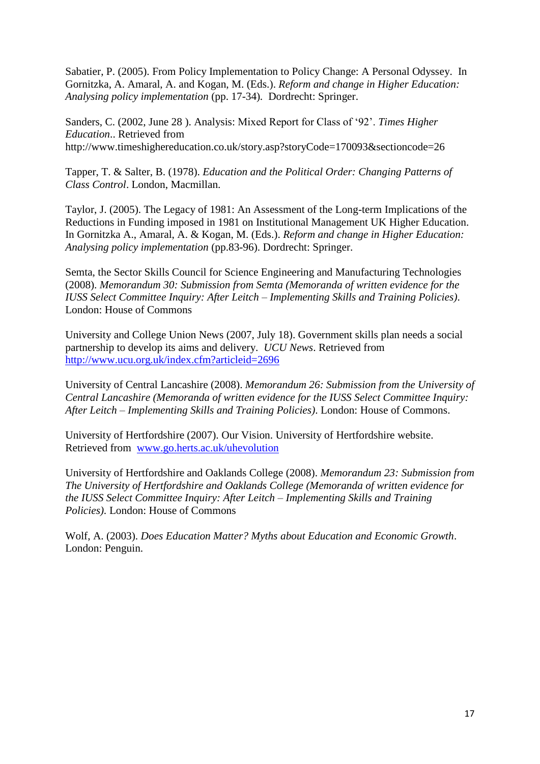Sabatier, P. (2005). From Policy Implementation to Policy Change: A Personal Odyssey. In Gornitzka, A. Amaral, A. and Kogan, M. (Eds.). *Reform and change in Higher Education: Analysing policy implementation* (pp. 17-34). Dordrecht: Springer.

Sanders, C. (2002, June 28 ). Analysis: Mixed Report for Class of '92'. *Times Higher Education*.. Retrieved from http://www.timeshighereducation.co.uk/story.asp?storyCode=170093&sectioncode=26

Tapper, T. & Salter, B. (1978). *Education and the Political Order: Changing Patterns of Class Control*. London, Macmillan.

Taylor, J. (2005). The Legacy of 1981: An Assessment of the Long-term Implications of the Reductions in Funding imposed in 1981 on Institutional Management UK Higher Education. In Gornitzka A., Amaral, A. & Kogan, M. (Eds.). *Reform and change in Higher Education: Analysing policy implementation* (pp.83-96). Dordrecht: Springer.

Semta, the Sector Skills Council for Science Engineering and Manufacturing Technologies (2008). *Memorandum 30: Submission from Semta (Memoranda of written evidence for the IUSS Select Committee Inquiry: After Leitch – Implementing Skills and Training Policies)*. London: House of Commons

University and College Union News (2007, July 18). Government skills plan needs a social partnership to develop its aims and delivery. *UCU News*. Retrieved from http://www.ucu.org.uk/index.cfm?articleid=2696

University of Central Lancashire (2008). *Memorandum 26: Submission from the University of Central Lancashire (Memoranda of written evidence for the IUSS Select Committee Inquiry: After Leitch – Implementing Skills and Training Policies)*. London: House of Commons.

University of Hertfordshire (2007). Our Vision. University of Hertfordshire website. Retrieved from www.go.herts.ac.uk/uhevolution

University of Hertfordshire and Oaklands College (2008). *Memorandum 23: Submission from The University of Hertfordshire and Oaklands College (Memoranda of written evidence for the IUSS Select Committee Inquiry: After Leitch – Implementing Skills and Training Policies)*. London: House of Commons

Wolf, A. (2003). *Does Education Matter? Myths about Education and Economic Growth*. London: Penguin.